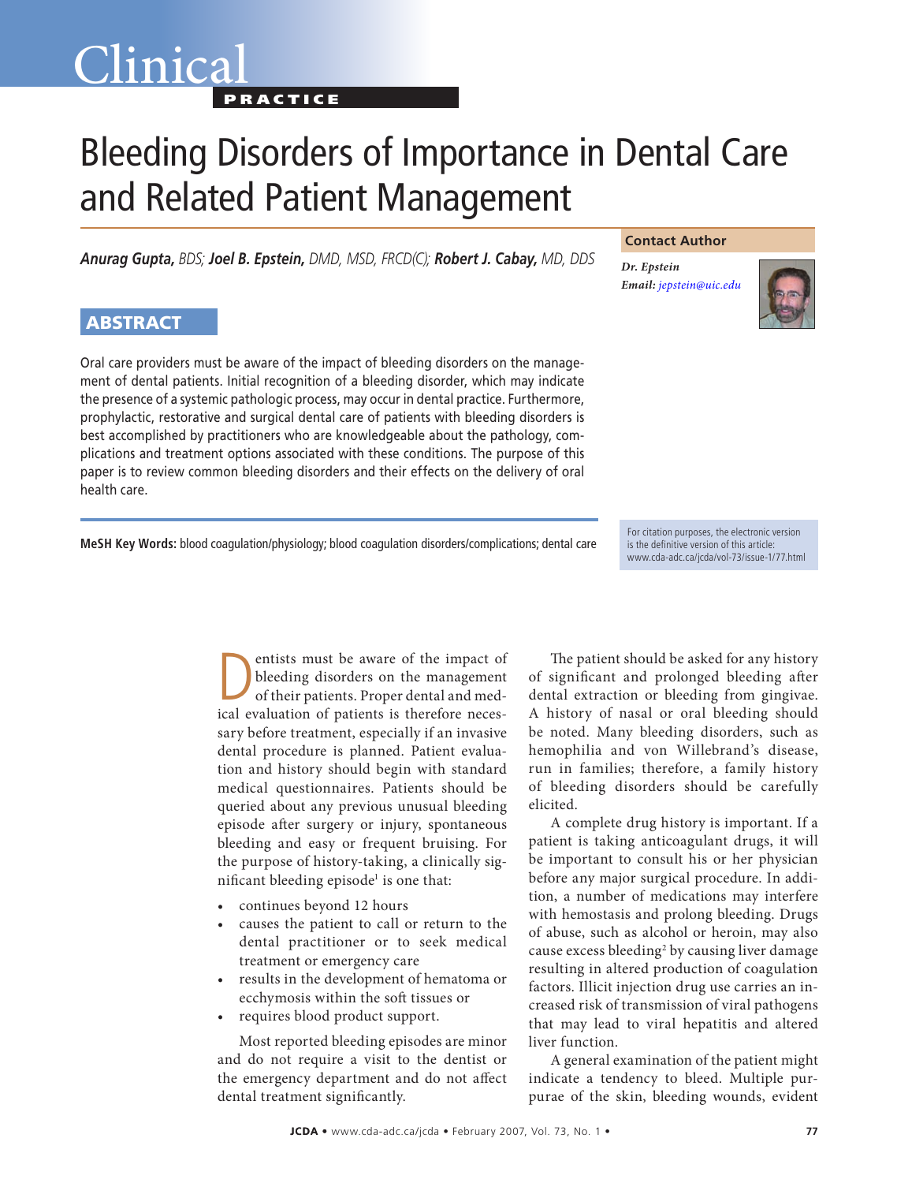Clinical

PRACTICE

# Bleeding Disorders of Importance in Dental Care and Related Patient Management

***Anurag Gupta,** BDS; **Joel B. Epstein,** DMD, MSD, FRCD(C); **Robert J. Cabay,** MD, DDS*

**Contact Author**

***Dr. Epstein***
***Email:** jepstein@uic.edu*

## ABSTRACT

Oral care providers must be aware of the impact of bleeding disorders on the management of dental patients. Initial recognition of a bleeding disorder, which may indicate the presence of a systemic pathologic process, may occur in dental practice. Furthermore, prophylactic, restorative and surgical dental care of patients with bleeding disorders is best accomplished by practitioners who are knowledgeable about the pathology, complications and treatment options associated with these conditions. The purpose of this paper is to review common bleeding disorders and their effects on the delivery of oral health care.

**MeSH Key Words:** blood coagulation/physiology; blood coagulation disorders/complications; dental care

For citation purposes, the electronic version is the definitive version of this article: www.cda-adc.ca/jcda/vol-73/issue-1/77.html

Dentists must be aware of the impact of bleeding disorders on the management of their patients. Proper dental and medical evaluation of patients is therefore necessary before treatment, especially if an invasive dental procedure is planned. Patient evaluation and history should begin with standard medical questionnaires. Patients should be queried about any previous unusual bleeding episode after surgery or injury, spontaneous bleeding and easy or frequent bruising. For the purpose of history-taking, a clinically significant bleeding episode[1] is one that:

- continues beyond 12 hours
- causes the patient to call or return to the dental practitioner or to seek medical treatment or emergency care
- results in the development of hematoma or ecchymosis within the soft tissues or
- requires blood product support.

Most reported bleeding episodes are minor and do not require a visit to the dentist or the emergency department and do not affect dental treatment significantly.

The patient should be asked for any history of significant and prolonged bleeding after dental extraction or bleeding from gingivae. A history of nasal or oral bleeding should be noted. Many bleeding disorders, such as hemophilia and von Willebrand's disease, run in families; therefore, a family history of bleeding disorders should be carefully elicited.

A complete drug history is important. If a patient is taking anticoagulant drugs, it will be important to consult his or her physician before any major surgical procedure. In addition, a number of medications may interfere with hemostasis and prolong bleeding. Drugs of abuse, such as alcohol or heroin, may also cause excess bleeding[2] by causing liver damage resulting in altered production of coagulation factors. Illicit injection drug use carries an increased risk of transmission of viral pathogens that may lead to viral hepatitis and altered liver function.

A general examination of the patient might indicate a tendency to bleed. Multiple purpurae of the skin, bleeding wounds, evident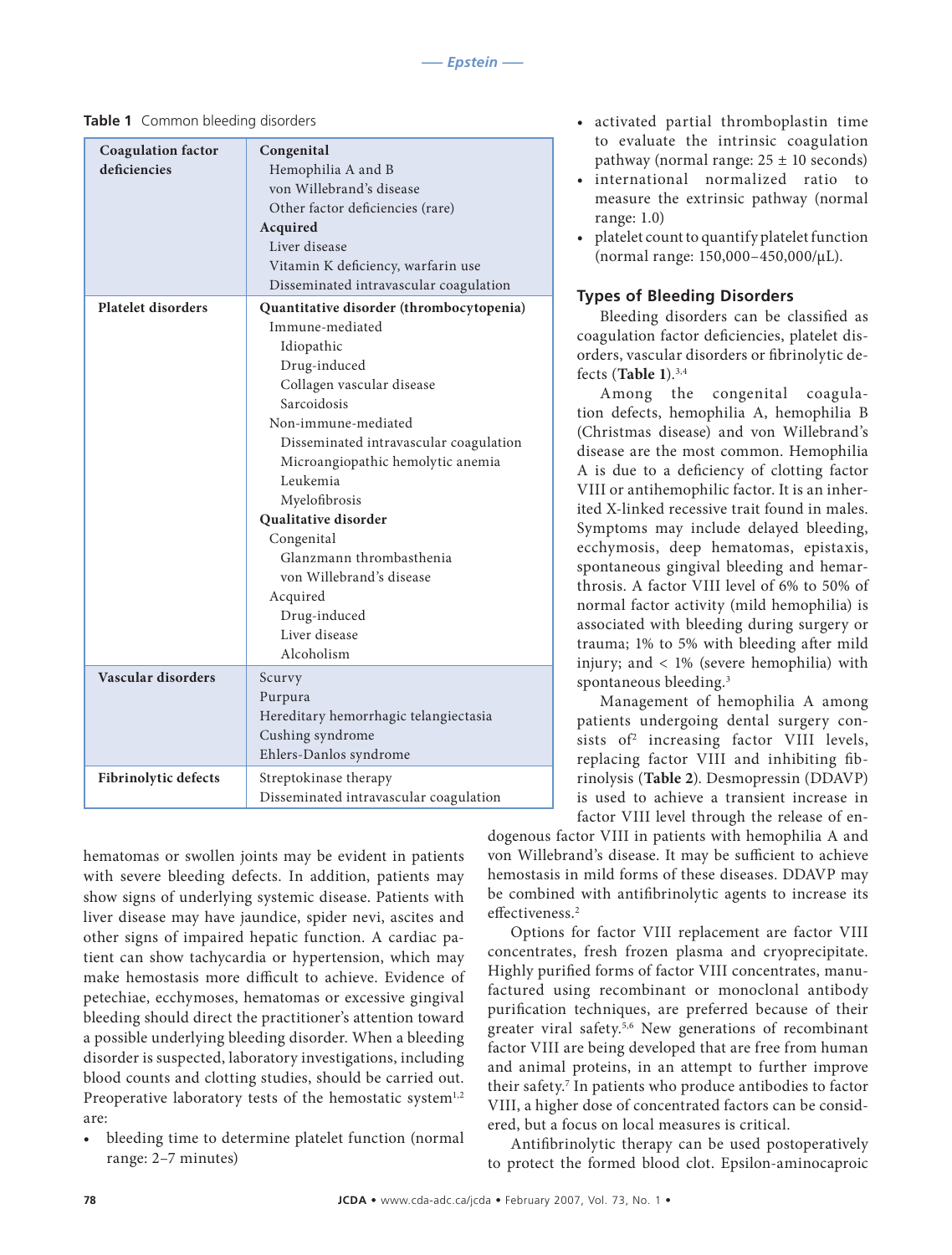**Table 1** Common bleeding disorders

| | |
|---|---|
| **Coagulation factor deficiencies** | **Congenital**<br>Hemophilia A and B<br>von Willebrand's disease<br>Other factor deficiencies (rare)<br>**Acquired**<br>Liver disease<br>Vitamin K deficiency, warfarin use<br>Disseminated intravascular coagulation |
| **Platelet disorders** | **Quantitative disorder (thrombocytopenia)**<br>Immune-mediated<br>Idiopathic<br>Drug-induced<br>Collagen vascular disease<br>Sarcoidosis<br>Non-immune-mediated<br>Disseminated intravascular coagulation<br>Microangiopathic hemolytic anemia<br>Leukemia<br>Myelofibrosis<br>**Qualitative disorder**<br>Congenital<br>Glanzmann thrombasthenia<br>von Willebrand's disease<br>Acquired<br>Drug-induced<br>Liver disease<br>Alcoholism |
| **Vascular disorders** | Scurvy<br>Purpura<br>Hereditary hemorrhagic telangiectasia<br>Cushing syndrome<br>Ehlers-Danlos syndrome |
| **Fibrinolytic defects** | Streptokinase therapy<br>Disseminated intravascular coagulation |

hematomas or swollen joints may be evident in patients with severe bleeding defects. In addition, patients may show signs of underlying systemic disease. Patients with liver disease may have jaundice, spider nevi, ascites and other signs of impaired hepatic function. A cardiac patient can show tachycardia or hypertension, which may make hemostasis more difficult to achieve. Evidence of petechiae, ecchymoses, hematomas or excessive gingival bleeding should direct the practitioner's attention toward a possible underlying bleeding disorder. When a bleeding disorder is suspected, laboratory investigations, including blood counts and clotting studies, should be carried out. Preoperative laboratory tests of the hemostatic system[1,2] are:

- bleeding time to determine platelet function (normal range: 2–7 minutes)
- activated partial thromboplastin time to evaluate the intrinsic coagulation pathway (normal range: 25 ± 10 seconds)
- international normalized ratio to measure the extrinsic pathway (normal range: 1.0)
- platelet count to quantify platelet function (normal range: 150,000–450,000/µL).

## Types of Bleeding Disorders

Bleeding disorders can be classified as coagulation factor deficiencies, platelet disorders, vascular disorders or fibrinolytic defects (**Table 1**).[3,4]

Among the congenital coagulation defects, hemophilia A, hemophilia B (Christmas disease) and von Willebrand's disease are the most common. Hemophilia A is due to a deficiency of clotting factor VIII or antihemophilic factor. It is an inherited X-linked recessive trait found in males. Symptoms may include delayed bleeding, ecchymosis, deep hematomas, epistaxis, spontaneous gingival bleeding and hemarthrosis. A factor VIII level of 6% to 50% of normal factor activity (mild hemophilia) is associated with bleeding during surgery or trauma; 1% to 5% with bleeding after mild injury; and < 1% (severe hemophilia) with spontaneous bleeding.[3]

Management of hemophilia A among patients undergoing dental surgery consists of[2] increasing factor VIII levels, replacing factor VIII and inhibiting fibrinolysis (**Table 2**). Desmopressin (DDAVP) is used to achieve a transient increase in factor VIII level through the release of endogenous factor VIII in patients with hemophilia A and von Willebrand's disease. It may be sufficient to achieve hemostasis in mild forms of these diseases. DDAVP may be combined with antifibrinolytic agents to increase its effectiveness.[2]

Options for factor VIII replacement are factor VIII concentrates, fresh frozen plasma and cryoprecipitate. Highly purified forms of factor VIII concentrates, manufactured using recombinant or monoclonal antibody purification techniques, are preferred because of their greater viral safety.[5,6] New generations of recombinant factor VIII are being developed that are free from human and animal proteins, in an attempt to further improve their safety.[7] In patients who produce antibodies to factor VIII, a higher dose of concentrated factors can be considered, but a focus on local measures is critical.

Antifibrinolytic therapy can be used postoperatively to protect the formed blood clot. Epsilon-aminocaproic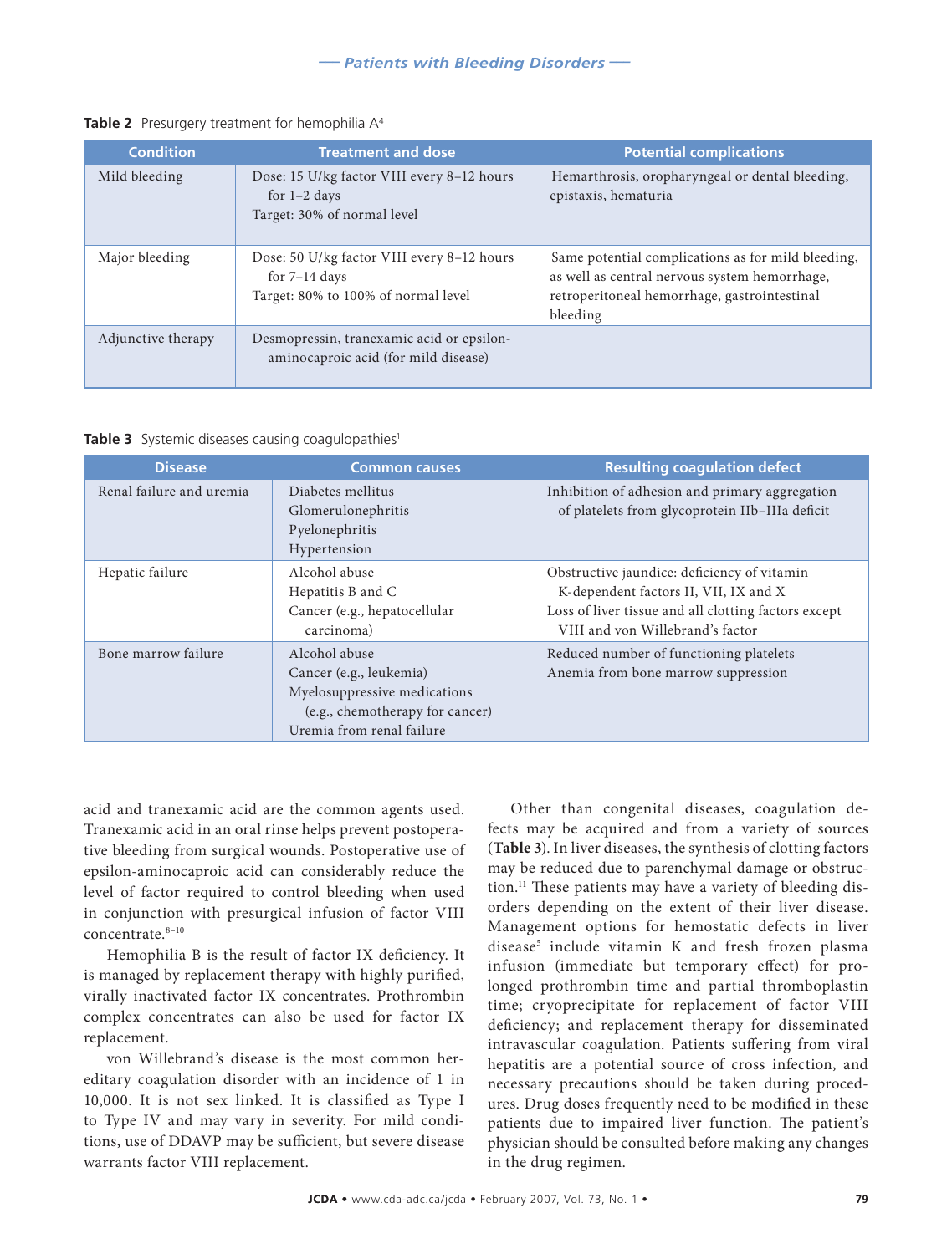**Table 2** Presurgery treatment for hemophilia A[4]

| Condition | Treatment and dose | Potential complications |
|---|---|---|
| Mild bleeding | Dose: 15 U/kg factor VIII every 8–12 hours for 1–2 days<br>Target: 30% of normal level | Hemarthrosis, oropharyngeal or dental bleeding, epistaxis, hematuria |
| Major bleeding | Dose: 50 U/kg factor VIII every 8–12 hours for 7–14 days<br>Target: 80% to 100% of normal level | Same potential complications as for mild bleeding, as well as central nervous system hemorrhage, retroperitoneal hemorrhage, gastrointestinal bleeding |
| Adjunctive therapy | Desmopressin, tranexamic acid or epsilon-aminocaproic acid (for mild disease) | |

**Table 3** Systemic diseases causing coagulopathies[1]

| Disease | Common causes | Resulting coagulation defect |
|---|---|---|
| Renal failure and uremia | Diabetes mellitus<br>Glomerulonephritis<br>Pyelonephritis<br>Hypertension | Inhibition of adhesion and primary aggregation of platelets from glycoprotein IIb–IIIa deficit |
| Hepatic failure | Alcohol abuse<br>Hepatitis B and C<br>Cancer (e.g., hepatocellular carcinoma) | Obstructive jaundice: deficiency of vitamin K-dependent factors II, VII, IX and X<br>Loss of liver tissue and all clotting factors except VIII and von Willebrand's factor |
| Bone marrow failure | Alcohol abuse<br>Cancer (e.g., leukemia)<br>Myelosuppressive medications (e.g., chemotherapy for cancer)<br>Uremia from renal failure | Reduced number of functioning platelets<br>Anemia from bone marrow suppression |

acid and tranexamic acid are the common agents used. Tranexamic acid in an oral rinse helps prevent postoperative bleeding from surgical wounds. Postoperative use of epsilon-aminocaproic acid can considerably reduce the level of factor required to control bleeding when used in conjunction with presurgical infusion of factor VIII concentrate.[8–10]

Hemophilia B is the result of factor IX deficiency. It is managed by replacement therapy with highly purified, virally inactivated factor IX concentrates. Prothrombin complex concentrates can also be used for factor IX replacement.

von Willebrand's disease is the most common hereditary coagulation disorder with an incidence of 1 in 10,000. It is not sex linked. It is classified as Type I to Type IV and may vary in severity. For mild conditions, use of DDAVP may be sufficient, but severe disease warrants factor VIII replacement.

Other than congenital diseases, coagulation defects may be acquired and from a variety of sources (**Table 3**). In liver diseases, the synthesis of clotting factors may be reduced due to parenchymal damage or obstruction.[11] These patients may have a variety of bleeding disorders depending on the extent of their liver disease. Management options for hemostatic defects in liver disease[5] include vitamin K and fresh frozen plasma infusion (immediate but temporary effect) for prolonged prothrombin time and partial thromboplastin time; cryoprecipitate for replacement of factor VIII deficiency; and replacement therapy for disseminated intravascular coagulation. Patients suffering from viral hepatitis are a potential source of cross infection, and necessary precautions should be taken during procedures. Drug doses frequently need to be modified in these patients due to impaired liver function. The patient's physician should be consulted before making any changes in the drug regimen.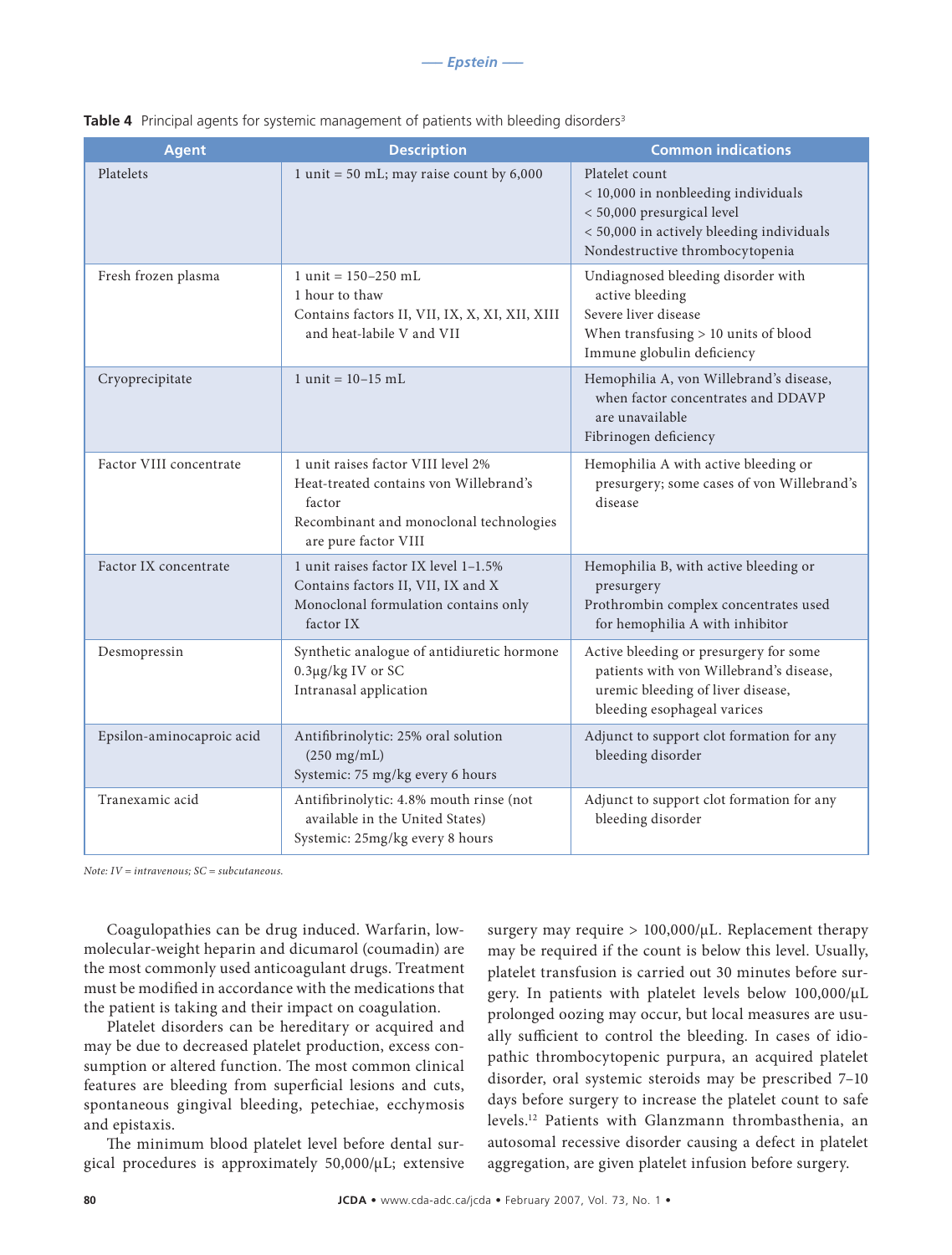**Table 4** Principal agents for systemic management of patients with bleeding disorders[3]

| Agent | Description | Common indications |
|---|---|---|
| Platelets | 1 unit = 50 mL; may raise count by 6,000 | Platelet count<br>< 10,000 in nonbleeding individuals<br>< 50,000 presurgical level<br>< 50,000 in actively bleeding individuals<br>Nondestructive thrombocytopenia |
| Fresh frozen plasma | 1 unit = 150–250 mL<br>1 hour to thaw<br>Contains factors II, VII, IX, X, XI, XII, XIII and heat-labile V and VII | Undiagnosed bleeding disorder with active bleeding<br>Severe liver disease<br>When transfusing > 10 units of blood<br>Immune globulin deficiency |
| Cryoprecipitate | 1 unit = 10–15 mL | Hemophilia A, von Willebrand's disease, when factor concentrates and DDAVP are unavailable<br>Fibrinogen deficiency |
| Factor VIII concentrate | 1 unit raises factor VIII level 2%<br>Heat-treated contains von Willebrand's factor<br>Recombinant and monoclonal technologies are pure factor VIII | Hemophilia A with active bleeding or presurgery; some cases of von Willebrand's disease |
| Factor IX concentrate | 1 unit raises factor IX level 1–1.5%<br>Contains factors II, VII, IX and X<br>Monoclonal formulation contains only factor IX | Hemophilia B, with active bleeding or presurgery<br>Prothrombin complex concentrates used for hemophilia A with inhibitor |
| Desmopressin | Synthetic analogue of antidiuretic hormone<br>0.3µg/kg IV or SC<br>Intranasal application | Active bleeding or presurgery for some patients with von Willebrand's disease, uremic bleeding of liver disease, bleeding esophageal varices |
| Epsilon-aminocaproic acid | Antifibrinolytic: 25% oral solution (250 mg/mL)<br>Systemic: 75 mg/kg every 6 hours | Adjunct to support clot formation for any bleeding disorder |
| Tranexamic acid | Antifibrinolytic: 4.8% mouth rinse (not available in the United States)<br>Systemic: 25mg/kg every 8 hours | Adjunct to support clot formation for any bleeding disorder |

*Note: IV = intravenous; SC = subcutaneous.*

Coagulopathies can be drug induced. Warfarin, low-molecular-weight heparin and dicumarol (coumadin) are the most commonly used anticoagulant drugs. Treatment must be modified in accordance with the medications that the patient is taking and their impact on coagulation.

Platelet disorders can be hereditary or acquired and may be due to decreased platelet production, excess consumption or altered function. The most common clinical features are bleeding from superficial lesions and cuts, spontaneous gingival bleeding, petechiae, ecchymosis and epistaxis.

The minimum blood platelet level before dental surgical procedures is approximately 50,000/µL; extensive surgery may require > 100,000/µL. Replacement therapy may be required if the count is below this level. Usually, platelet transfusion is carried out 30 minutes before surgery. In patients with platelet levels below 100,000/µL prolonged oozing may occur, but local measures are usually sufficient to control the bleeding. In cases of idiopathic thrombocytopenic purpura, an acquired platelet disorder, oral systemic steroids may be prescribed 7–10 days before surgery to increase the platelet count to safe levels.[12] Patients with Glanzmann thrombasthenia, an autosomal recessive disorder causing a defect in platelet aggregation, are given platelet infusion before surgery.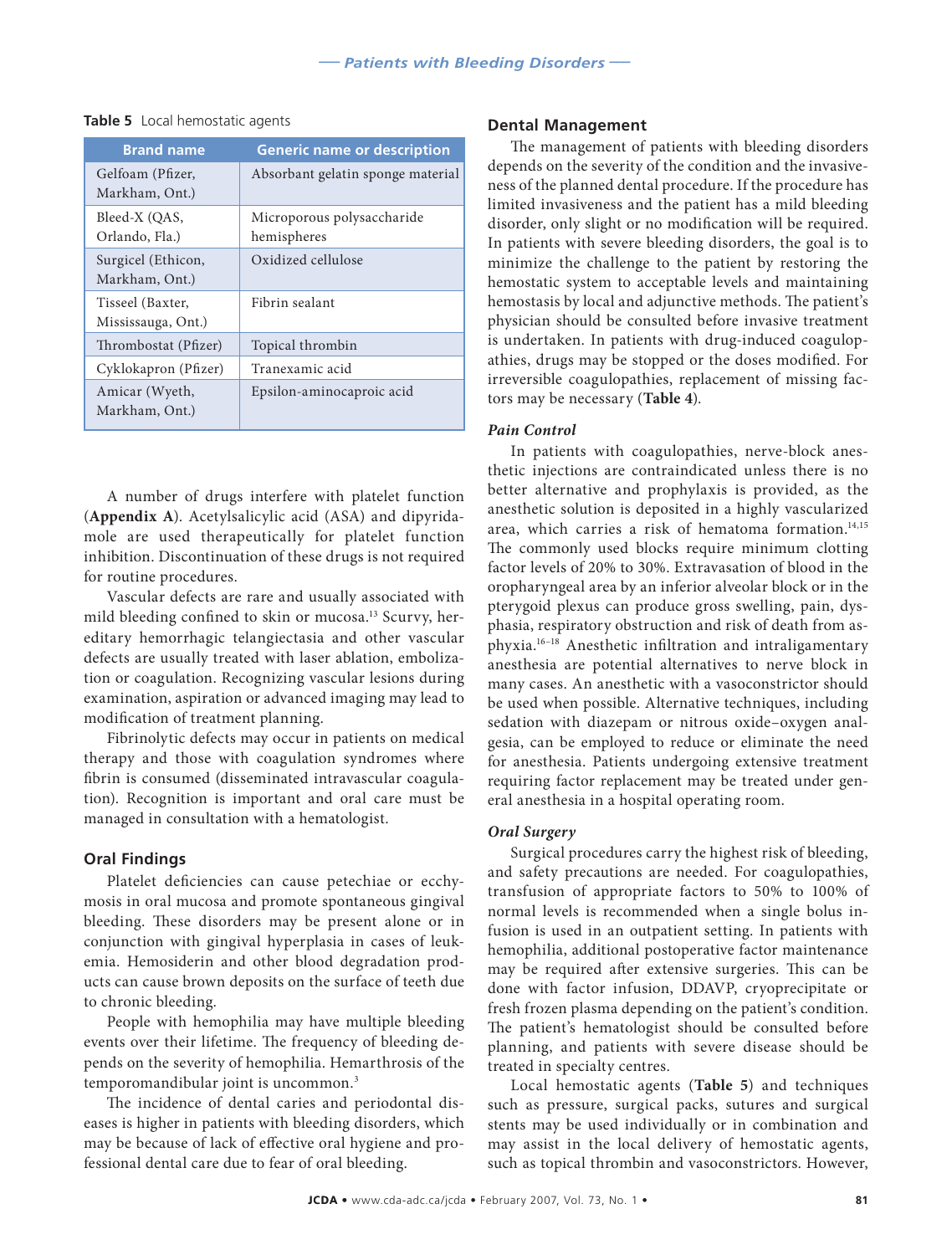**Table 5** Local hemostatic agents

| Brand name | Generic name or description |
|---|---|
| Gelfoam (Pfizer, Markham, Ont.) | Absorbant gelatin sponge material |
| Bleed-X (QAS, Orlando, Fla.) | Microporous polysaccharide hemispheres |
| Surgicel (Ethicon, Markham, Ont.) | Oxidized cellulose |
| Tisseel (Baxter, Mississauga, Ont.) | Fibrin sealant |
| Thrombostat (Pfizer) | Topical thrombin |
| Cyklokapron (Pfizer) | Tranexamic acid |
| Amicar (Wyeth, Markham, Ont.) | Epsilon-aminocaproic acid |

A number of drugs interfere with platelet function (**Appendix A**). Acetylsalicylic acid (ASA) and dipyridamole are used therapeutically for platelet function inhibition. Discontinuation of these drugs is not required for routine procedures.

Vascular defects are rare and usually associated with mild bleeding confined to skin or mucosa.[13] Scurvy, hereditary hemorrhagic telangiectasia and other vascular defects are usually treated with laser ablation, embolization or coagulation. Recognizing vascular lesions during examination, aspiration or advanced imaging may lead to modification of treatment planning.

Fibrinolytic defects may occur in patients on medical therapy and those with coagulation syndromes where fibrin is consumed (disseminated intravascular coagulation). Recognition is important and oral care must be managed in consultation with a hematologist.

## Oral Findings

Platelet deficiencies can cause petechiae or ecchymosis in oral mucosa and promote spontaneous gingival bleeding. These disorders may be present alone or in conjunction with gingival hyperplasia in cases of leukemia. Hemosiderin and other blood degradation products can cause brown deposits on the surface of teeth due to chronic bleeding.

People with hemophilia may have multiple bleeding events over their lifetime. The frequency of bleeding depends on the severity of hemophilia. Hemarthrosis of the temporomandibular joint is uncommon.[3]

The incidence of dental caries and periodontal diseases is higher in patients with bleeding disorders, which may be because of lack of effective oral hygiene and professional dental care due to fear of oral bleeding.

## Dental Management

The management of patients with bleeding disorders depends on the severity of the condition and the invasiveness of the planned dental procedure. If the procedure has limited invasiveness and the patient has a mild bleeding disorder, only slight or no modification will be required. In patients with severe bleeding disorders, the goal is to minimize the challenge to the patient by restoring the hemostatic system to acceptable levels and maintaining hemostasis by local and adjunctive methods. The patient's physician should be consulted before invasive treatment is undertaken. In patients with drug-induced coagulopathies, drugs may be stopped or the doses modified. For irreversible coagulopathies, replacement of missing factors may be necessary (**Table 4**).

### *Pain Control*

In patients with coagulopathies, nerve-block anesthetic injections are contraindicated unless there is no better alternative and prophylaxis is provided, as the anesthetic solution is deposited in a highly vascularized area, which carries a risk of hematoma formation.[14,15] The commonly used blocks require minimum clotting factor levels of 20% to 30%. Extravasation of blood in the oropharyngeal area by an inferior alveolar block or in the pterygoid plexus can produce gross swelling, pain, dysphasia, respiratory obstruction and risk of death from asphyxia.[16–18] Anesthetic infiltration and intraligamentary anesthesia are potential alternatives to nerve block in many cases. An anesthetic with a vasoconstrictor should be used when possible. Alternative techniques, including sedation with diazepam or nitrous oxide–oxygen analgesia, can be employed to reduce or eliminate the need for anesthesia. Patients undergoing extensive treatment requiring factor replacement may be treated under general anesthesia in a hospital operating room.

### *Oral Surgery*

Surgical procedures carry the highest risk of bleeding, and safety precautions are needed. For coagulopathies, transfusion of appropriate factors to 50% to 100% of normal levels is recommended when a single bolus infusion is used in an outpatient setting. In patients with hemophilia, additional postoperative factor maintenance may be required after extensive surgeries. This can be done with factor infusion, DDAVP, cryoprecipitate or fresh frozen plasma depending on the patient's condition. The patient's hematologist should be consulted before planning, and patients with severe disease should be treated in specialty centres.

Local hemostatic agents (**Table 5**) and techniques such as pressure, surgical packs, sutures and surgical stents may be used individually or in combination and may assist in the local delivery of hemostatic agents, such as topical thrombin and vasoconstrictors. However,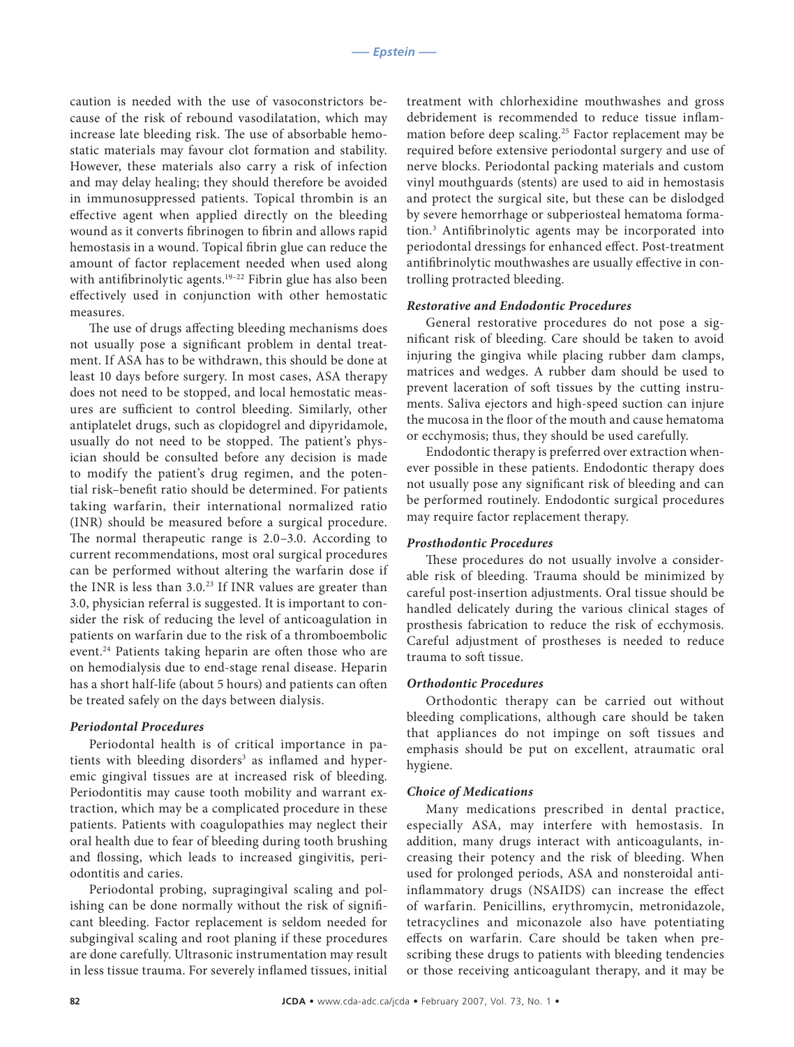caution is needed with the use of vasoconstrictors because of the risk of rebound vasodilatation, which may increase late bleeding risk. The use of absorbable hemostatic materials may favour clot formation and stability. However, these materials also carry a risk of infection and may delay healing; they should therefore be avoided in immunosuppressed patients. Topical thrombin is an effective agent when applied directly on the bleeding wound as it converts fibrinogen to fibrin and allows rapid hemostasis in a wound. Topical fibrin glue can reduce the amount of factor replacement needed when used along with antifibrinolytic agents.[19–22] Fibrin glue has also been effectively used in conjunction with other hemostatic measures.

The use of drugs affecting bleeding mechanisms does not usually pose a significant problem in dental treatment. If ASA has to be withdrawn, this should be done at least 10 days before surgery. In most cases, ASA therapy does not need to be stopped, and local hemostatic measures are sufficient to control bleeding. Similarly, other antiplatelet drugs, such as clopidogrel and dipyridamole, usually do not need to be stopped. The patient's physician should be consulted before any decision is made to modify the patient's drug regimen, and the potential risk–benefit ratio should be determined. For patients taking warfarin, their international normalized ratio (INR) should be measured before a surgical procedure. The normal therapeutic range is 2.0–3.0. According to current recommendations, most oral surgical procedures can be performed without altering the warfarin dose if the INR is less than 3.0.[23] If INR values are greater than 3.0, physician referral is suggested. It is important to consider the risk of reducing the level of anticoagulation in patients on warfarin due to the risk of a thromboembolic event.[24] Patients taking heparin are often those who are on hemodialysis due to end-stage renal disease. Heparin has a short half-life (about 5 hours) and patients can often be treated safely on the days between dialysis.

### *Periodontal Procedures*

Periodontal health is of critical importance in patients with bleeding disorders[3] as inflamed and hyperemic gingival tissues are at increased risk of bleeding. Periodontitis may cause tooth mobility and warrant extraction, which may be a complicated procedure in these patients. Patients with coagulopathies may neglect their oral health due to fear of bleeding during tooth brushing and flossing, which leads to increased gingivitis, periodontitis and caries.

Periodontal probing, supragingival scaling and polishing can be done normally without the risk of significant bleeding. Factor replacement is seldom needed for subgingival scaling and root planing if these procedures are done carefully. Ultrasonic instrumentation may result in less tissue trauma. For severely inflamed tissues, initial treatment with chlorhexidine mouthwashes and gross debridement is recommended to reduce tissue inflammation before deep scaling.[25] Factor replacement may be required before extensive periodontal surgery and use of nerve blocks. Periodontal packing materials and custom vinyl mouthguards (stents) are used to aid in hemostasis and protect the surgical site, but these can be dislodged by severe hemorrhage or subperiosteal hematoma formation.[3] Antifibrinolytic agents may be incorporated into periodontal dressings for enhanced effect. Post-treatment antifibrinolytic mouthwashes are usually effective in controlling protracted bleeding.

### *Restorative and Endodontic Procedures*

General restorative procedures do not pose a significant risk of bleeding. Care should be taken to avoid injuring the gingiva while placing rubber dam clamps, matrices and wedges. A rubber dam should be used to prevent laceration of soft tissues by the cutting instruments. Saliva ejectors and high-speed suction can injure the mucosa in the floor of the mouth and cause hematoma or ecchymosis; thus, they should be used carefully.

Endodontic therapy is preferred over extraction whenever possible in these patients. Endodontic therapy does not usually pose any significant risk of bleeding and can be performed routinely. Endodontic surgical procedures may require factor replacement therapy.

### *Prosthodontic Procedures*

These procedures do not usually involve a considerable risk of bleeding. Trauma should be minimized by careful post-insertion adjustments. Oral tissue should be handled delicately during the various clinical stages of prosthesis fabrication to reduce the risk of ecchymosis. Careful adjustment of prostheses is needed to reduce trauma to soft tissue.

### *Orthodontic Procedures*

Orthodontic therapy can be carried out without bleeding complications, although care should be taken that appliances do not impinge on soft tissues and emphasis should be put on excellent, atraumatic oral hygiene.

### *Choice of Medications*

Many medications prescribed in dental practice, especially ASA, may interfere with hemostasis. In addition, many drugs interact with anticoagulants, increasing their potency and the risk of bleeding. When used for prolonged periods, ASA and nonsteroidal anti-inflammatory drugs (NSAIDS) can increase the effect of warfarin. Penicillins, erythromycin, metronidazole, tetracyclines and miconazole also have potentiating effects on warfarin. Care should be taken when prescribing these drugs to patients with bleeding tendencies or those receiving anticoagulant therapy, and it may be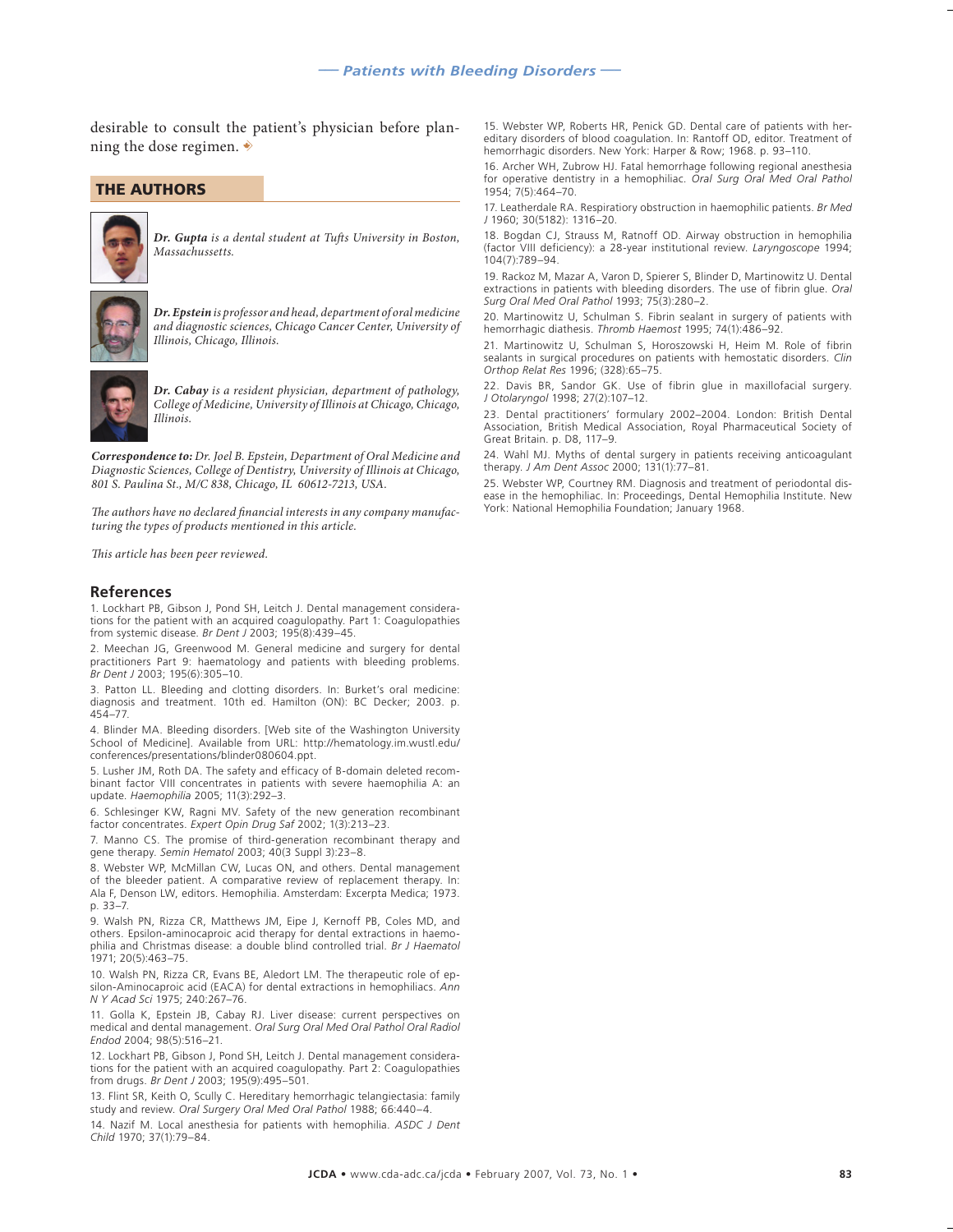desirable to consult the patient's physician before planning the dose regimen.

## THE AUTHORS

*Dr. Gupta is a dental student at Tufts University in Boston, Massachussetts.*

*Dr. Epstein is professor and head, department of oral medicine and diagnostic sciences, Chicago Cancer Center, University of Illinois, Chicago, Illinois.*

*Dr. Cabay is a resident physician, department of pathology, College of Medicine, University of Illinois at Chicago, Chicago, Illinois.*

***Correspondence to:*** *Dr. Joel B. Epstein, Department of Oral Medicine and Diagnostic Sciences, College of Dentistry, University of Illinois at Chicago, 801 S. Paulina St., M/C 838, Chicago, IL 60612-7213, USA.*

*The authors have no declared financial interests in any company manufacturing the types of products mentioned in this article.*

*This article has been peer reviewed.*

## References

1. Lockhart PB, Gibson J, Pond SH, Leitch J. Dental management considerations for the patient with an acquired coagulopathy. Part 1: Coagulopathies from systemic disease. *Br Dent J* 2003; 195(8):439–45.

2. Meechan JG, Greenwood M. General medicine and surgery for dental practitioners Part 9: haematology and patients with bleeding problems. *Br Dent J* 2003; 195(6):305–10.

3. Patton LL. Bleeding and clotting disorders. In: Burket's oral medicine: diagnosis and treatment. 10th ed. Hamilton (ON): BC Decker; 2003. p. 454–77.

4. Blinder MA. Bleeding disorders. [Web site of the Washington University School of Medicine]. Available from URL: http://hematology.im.wustl.edu/conferences/presentations/blinder080604.ppt.

5. Lusher JM, Roth DA. The safety and efficacy of B-domain deleted recombinant factor VIII concentrates in patients with severe haemophilia A: an update. *Haemophilia* 2005; 11(3):292–3.

6. Schlesinger KW, Ragni MV. Safety of the new generation recombinant factor concentrates. *Expert Opin Drug Saf* 2002; 1(3):213–23.

7. Manno CS. The promise of third-generation recombinant therapy and gene therapy. *Semin Hematol* 2003; 40(3 Suppl 3):23–8.

8. Webster WP, McMillan CW, Lucas ON, and others. Dental management of the bleeder patient. A comparative review of replacement therapy. In: Ala F, Denson LW, editors. Hemophilia. Amsterdam: Excerpta Medica; 1973. p. 33–7.

9. Walsh PN, Rizza CR, Matthews JM, Eipe J, Kernoff PB, Coles MD, and others. Epsilon-aminocaproic acid therapy for dental extractions in haemophilia and Christmas disease: a double blind controlled trial. *Br J Haematol* 1971; 20(5):463–75.

10. Walsh PN, Rizza CR, Evans BE, Aledort LM. The therapeutic role of epsilon-Aminocaproic acid (EACA) for dental extractions in hemophiliacs. *Ann N Y Acad Sci* 1975; 240:267–76.

11. Golla K, Epstein JB, Cabay RJ. Liver disease: current perspectives on medical and dental management. *Oral Surg Oral Med Oral Pathol Oral Radiol Endod* 2004; 98(5):516–21.

12. Lockhart PB, Gibson J, Pond SH, Leitch J. Dental management considerations for the patient with an acquired coagulopathy. Part 2: Coagulopathies from drugs. *Br Dent J* 2003; 195(9):495–501.

13. Flint SR, Keith O, Scully C. Hereditary hemorrhagic telangiectasia: family study and review. *Oral Surgery Oral Med Oral Pathol* 1988; 66:440–4.

14. Nazif M. Local anesthesia for patients with hemophilia. *ASDC J Dent Child* 1970; 37(1):79–84.

15. Webster WP, Roberts HR, Penick GD. Dental care of patients with hereditary disorders of blood coagulation. In: Rantoff OD, editor. Treatment of hemorrhagic disorders. New York: Harper & Row; 1968. p. 93–110.

16. Archer WH, Zubrow HJ. Fatal hemorrhage following regional anesthesia for operative dentistry in a hemophiliac. *Oral Surg Oral Med Oral Pathol* 1954; 7(5):464–70.

17. Leatherdale RA. Respiratiory obstruction in haemophilic patients. *Br Med J* 1960; 30(5182): 1316–20.

18. Bogdan CJ, Strauss M, Ratnoff OD. Airway obstruction in hemophilia (factor VIII deficiency): a 28-year institutional review. *Laryngoscope* 1994; 104(7):789–94.

19. Rackoz M, Mazar A, Varon D, Spierer S, Blinder D, Martinowitz U. Dental extractions in patients with bleeding disorders. The use of fibrin glue. *Oral Surg Oral Med Oral Pathol* 1993; 75(3):280–2.

20. Martinowitz U, Schulman S. Fibrin sealant in surgery of patients with hemorrhagic diathesis. *Thromb Haemost* 1995; 74(1):486–92.

21. Martinowitz U, Schulman S, Horoszowski H, Heim M. Role of fibrin sealants in surgical procedures on patients with hemostatic disorders. *Clin Orthop Relat Res* 1996; (328):65–75.

22. Davis BR, Sandor GK. Use of fibrin glue in maxillofacial surgery. *J Otolaryngol* 1998; 27(2):107–12.

23. Dental practitioners' formulary 2002–2004. London: British Dental Association, British Medical Association, Royal Pharmaceutical Society of Great Britain. p. D8, 117–9.

24. Wahl MJ. Myths of dental surgery in patients receiving anticoagulant therapy. *J Am Dent Assoc* 2000; 131(1):77–81.

25. Webster WP, Courtney RM. Diagnosis and treatment of periodontal disease in the hemophiliac. In: Proceedings, Dental Hemophilia Institute. New York: National Hemophilia Foundation; January 1968.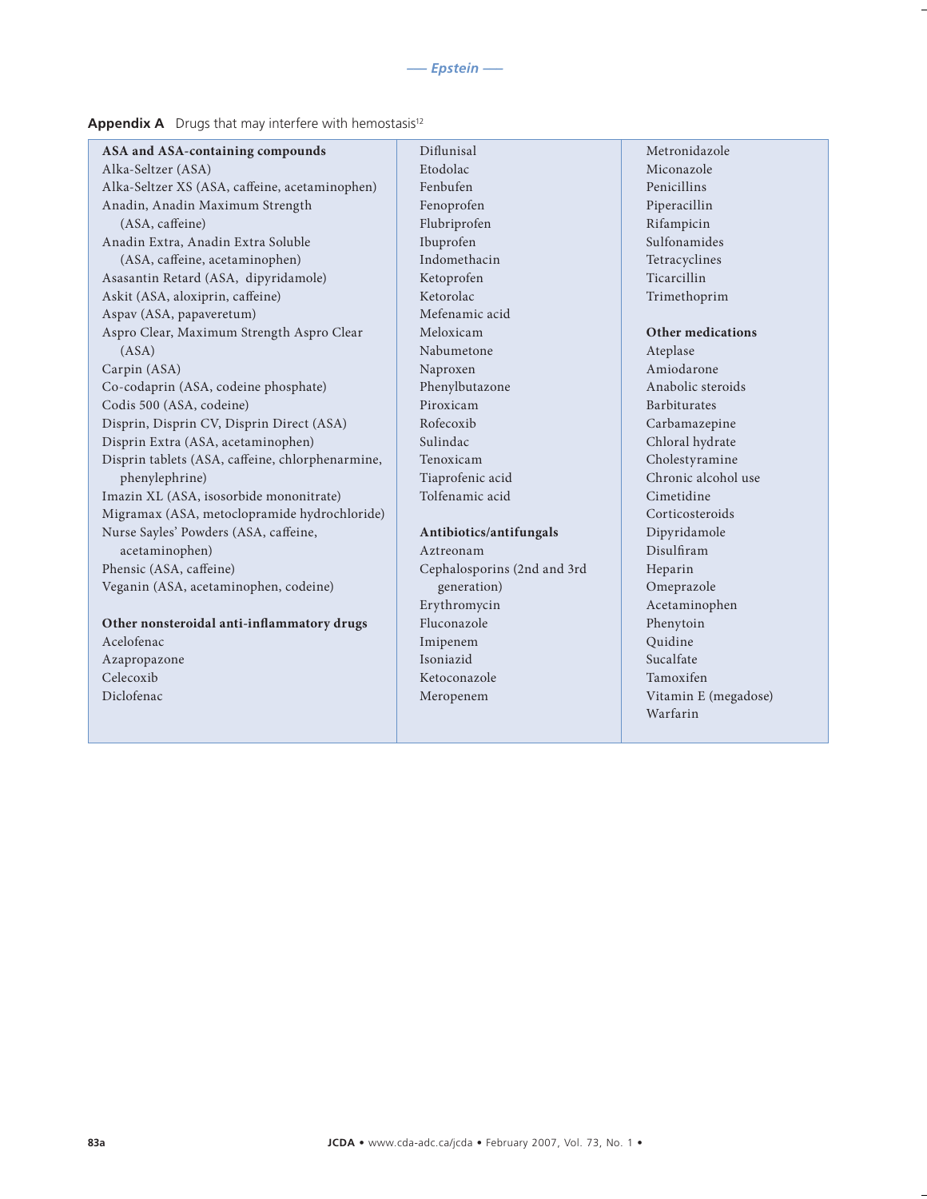**Appendix A** Drugs that may interfere with hemostasis[12]

**ASA and ASA-containing compounds**

Alka-Seltzer (ASA)
Alka-Seltzer XS (ASA, caffeine, acetaminophen)
Anadin, Anadin Maximum Strength (ASA, caffeine)
Anadin Extra, Anadin Extra Soluble (ASA, caffeine, acetaminophen)
Asasantin Retard (ASA, dipyridamole)
Askit (ASA, aloxiprin, caffeine)
Aspav (ASA, papaveretum)
Aspro Clear, Maximum Strength Aspro Clear (ASA)
Carpin (ASA)
Co-codaprin (ASA, codeine phosphate)
Codis 500 (ASA, codeine)
Disprin, Disprin CV, Disprin Direct (ASA)
Disprin Extra (ASA, acetaminophen)
Disprin tablets (ASA, caffeine, chlorphenarmine, phenylephrine)
Imazin XL (ASA, isosorbide mononitrate)
Migramax (ASA, metoclopramide hydrochloride)
Nurse Sayles' Powders (ASA, caffeine, acetaminophen)
Phensic (ASA, caffeine)
Veganin (ASA, acetaminophen, codeine)

**Other nonsteroidal anti-inflammatory drugs**

Acelofenac
Azapropazone
Celecoxib
Diclofenac
Diflunisal
Etodolac
Fenbufen
Fenoprofen
Flubriprofen
Ibuprofen
Indomethacin
Ketoprofen
Ketorolac
Mefenamic acid
Meloxicam
Nabumetone
Naproxen
Phenylbutazone
Piroxicam
Rofecoxib
Sulindac
Tenoxicam
Tiaprofenic acid
Tolfenamic acid

**Antibiotics/antifungals**

Aztreonam
Cephalosporins (2nd and 3rd generation)
Erythromycin
Fluconazole
Imipenem
Isoniazid
Ketoconazole
Meropenem
Metronidazole
Miconazole
Penicillins
Piperacillin
Rifampicin
Sulfonamides
Tetracyclines
Ticarcillin
Trimethoprim

**Other medications**

Ateplase
Amiodarone
Anabolic steroids
Barbiturates
Carbamazepine
Chloral hydrate
Cholestyramine
Chronic alcohol use
Cimetidine
Corticosteroids
Dipyridamole
Disulfiram
Heparin
Omeprazole
Acetaminophen
Phenytoin
Quidine
Sucalfate
Tamoxifen
Vitamin E (megadose)
Warfarin